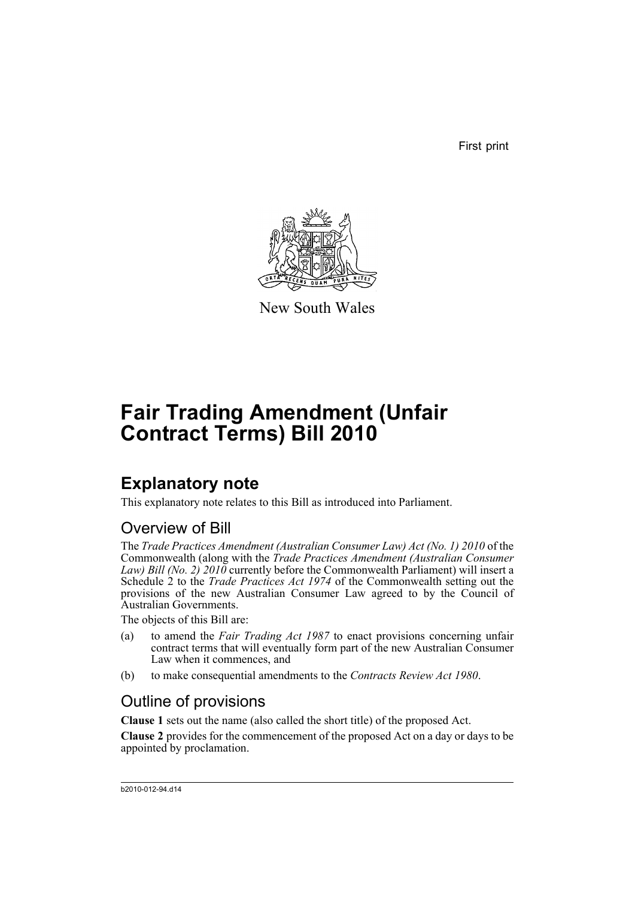First print

New South Wales

# Fair Trading Amendment (Unfair Contract Terms) Bill 2010

## Explanatory note

This explanatory note relates to this Bill as introduced into Parliament.

### Overview of Bill

The *Trade Practices Amendment (Australian Consumer Law) Act (No. 1) 2010* of the Commonwealth (along with the *Trade Practices Amendment (Australian Consumer Law) Bill (No. 2) 2010* currently before the Commonwealth Parliament) will insert a Schedule 2 to the *Trade Practices Act 1974* of the Commonwealth setting out the provisions of the new Australian Consumer Law agreed to by the Council of Australian Governments.

The objects of this Bill are:

(a) to amend the *Fair Trading Act 1987* to enact provisions concerning unfair contract terms that will eventually form part of the new Australian Consumer Law when it commences, and

(b) to make consequential amendments to the *Contracts Review Act 1980*.

### Outline of provisions

**Clause 1** sets out the name (also called the short title) of the proposed Act.

**Clause 2** provides for the commencement of the proposed Act on a day or days to be appointed by proclamation.

b2010-012-94.d14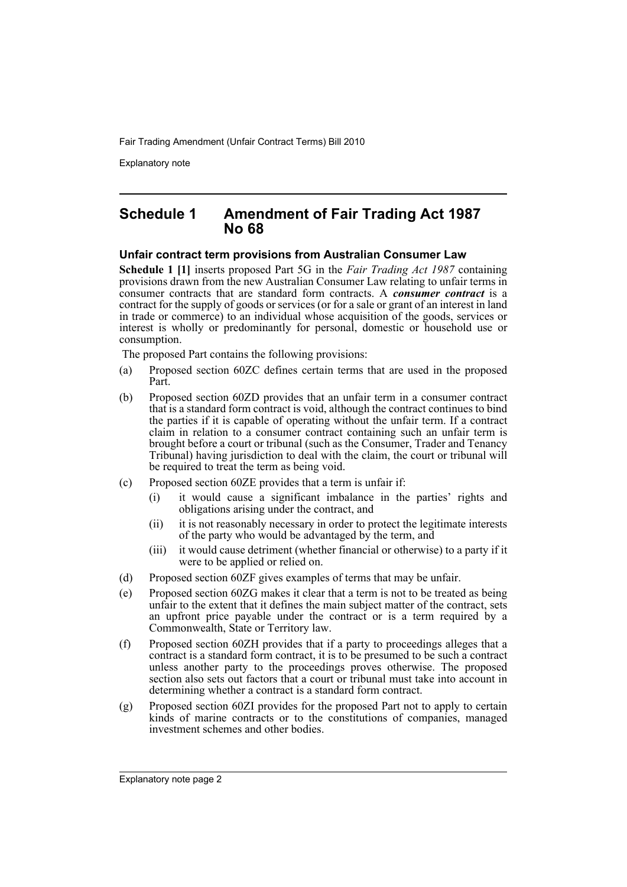## Schedule 1 Amendment of Fair Trading Act 1987 No 68

### Unfair contract term provisions from Australian Consumer Law

**Schedule 1 [1]** inserts proposed Part 5G in the *Fair Trading Act 1987* containing provisions drawn from the new Australian Consumer Law relating to unfair terms in consumer contracts that are standard form contracts. A ***consumer contract*** is a contract for the supply of goods or services (or for a sale or grant of an interest in land in trade or commerce) to an individual whose acquisition of the goods, services or interest is wholly or predominantly for personal, domestic or household use or consumption.

The proposed Part contains the following provisions:

(a) Proposed section 60ZC defines certain terms that are used in the proposed Part.

(b) Proposed section 60ZD provides that an unfair term in a consumer contract that is a standard form contract is void, although the contract continues to bind the parties if it is capable of operating without the unfair term. If a contract claim in relation to a consumer contract containing such an unfair term is brought before a court or tribunal (such as the Consumer, Trader and Tenancy Tribunal) having jurisdiction to deal with the claim, the court or tribunal will be required to treat the term as being void.

(c) Proposed section 60ZE provides that a term is unfair if:

   (i) it would cause a significant imbalance in the parties' rights and obligations arising under the contract, and

   (ii) it is not reasonably necessary in order to protect the legitimate interests of the party who would be advantaged by the term, and

   (iii) it would cause detriment (whether financial or otherwise) to a party if it were to be applied or relied on.

(d) Proposed section 60ZF gives examples of terms that may be unfair.

(e) Proposed section 60ZG makes it clear that a term is not to be treated as being unfair to the extent that it defines the main subject matter of the contract, sets an upfront price payable under the contract or is a term required by a Commonwealth, State or Territory law.

(f) Proposed section 60ZH provides that if a party to proceedings alleges that a contract is a standard form contract, it is to be presumed to be such a contract unless another party to the proceedings proves otherwise. The proposed section also sets out factors that a court or tribunal must take into account in determining whether a contract is a standard form contract.

(g) Proposed section 60ZI provides for the proposed Part not to apply to certain kinds of marine contracts or to the constitutions of companies, managed investment schemes and other bodies.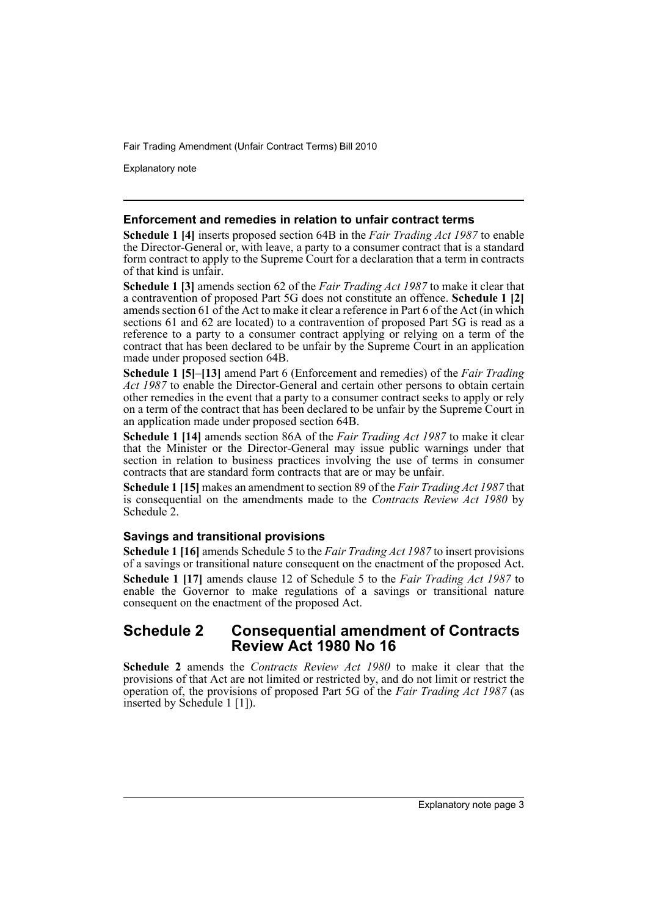### Enforcement and remedies in relation to unfair contract terms

**Schedule 1 [4]** inserts proposed section 64B in the *Fair Trading Act 1987* to enable the Director-General or, with leave, a party to a consumer contract that is a standard form contract to apply to the Supreme Court for a declaration that a term in contracts of that kind is unfair.

**Schedule 1 [3]** amends section 62 of the *Fair Trading Act 1987* to make it clear that a contravention of proposed Part 5G does not constitute an offence. **Schedule 1 [2]** amends section 61 of the Act to make it clear a reference in Part 6 of the Act (in which sections 61 and 62 are located) to a contravention of proposed Part 5G is read as a reference to a party to a consumer contract applying or relying on a term of the contract that has been declared to be unfair by the Supreme Court in an application made under proposed section 64B.

**Schedule 1 [5]–[13]** amend Part 6 (Enforcement and remedies) of the *Fair Trading Act 1987* to enable the Director-General and certain other persons to obtain certain other remedies in the event that a party to a consumer contract seeks to apply or rely on a term of the contract that has been declared to be unfair by the Supreme Court in an application made under proposed section 64B.

**Schedule 1 [14]** amends section 86A of the *Fair Trading Act 1987* to make it clear that the Minister or the Director-General may issue public warnings under that section in relation to business practices involving the use of terms in consumer contracts that are standard form contracts that are or may be unfair.

**Schedule 1 [15]** makes an amendment to section 89 of the *Fair Trading Act 1987* that is consequential on the amendments made to the *Contracts Review Act 1980* by Schedule 2.

### Savings and transitional provisions

**Schedule 1 [16]** amends Schedule 5 to the *Fair Trading Act 1987* to insert provisions of a savings or transitional nature consequent on the enactment of the proposed Act.

**Schedule 1 [17]** amends clause 12 of Schedule 5 to the *Fair Trading Act 1987* to enable the Governor to make regulations of a savings or transitional nature consequent on the enactment of the proposed Act.

## Schedule 2 Consequential amendment of Contracts Review Act 1980 No 16

**Schedule 2** amends the *Contracts Review Act 1980* to make it clear that the provisions of that Act are not limited or restricted by, and do not limit or restrict the operation of, the provisions of proposed Part 5G of the *Fair Trading Act 1987* (as inserted by Schedule 1 [1]).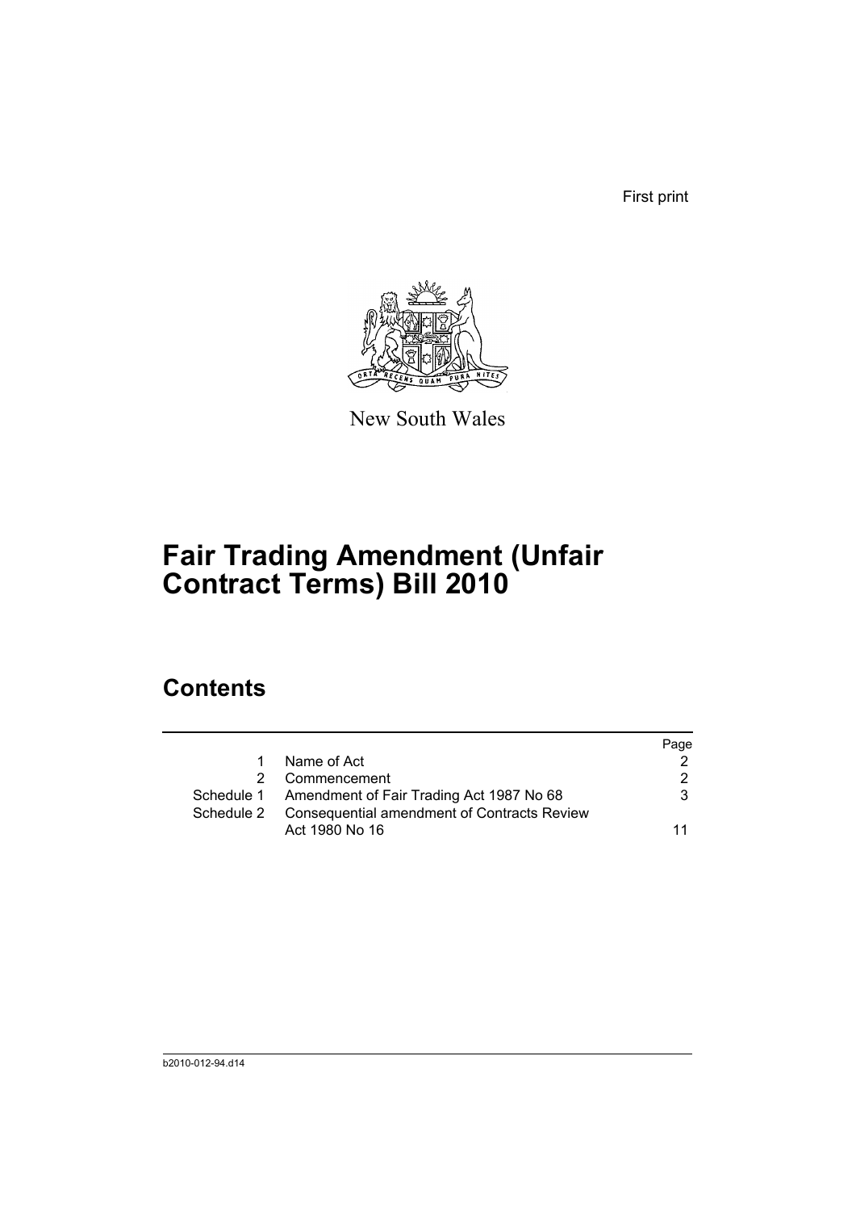First print

New South Wales

# Fair Trading Amendment (Unfair Contract Terms) Bill 2010

## Contents

| | | Page |
|---|---|---|
| 1 | Name of Act | 2 |
| 2 | Commencement | 2 |
| Schedule 1 | Amendment of Fair Trading Act 1987 No 68 | 3 |
| Schedule 2 | Consequential amendment of Contracts Review Act 1980 No 16 | 11 |

b2010-012-94.d14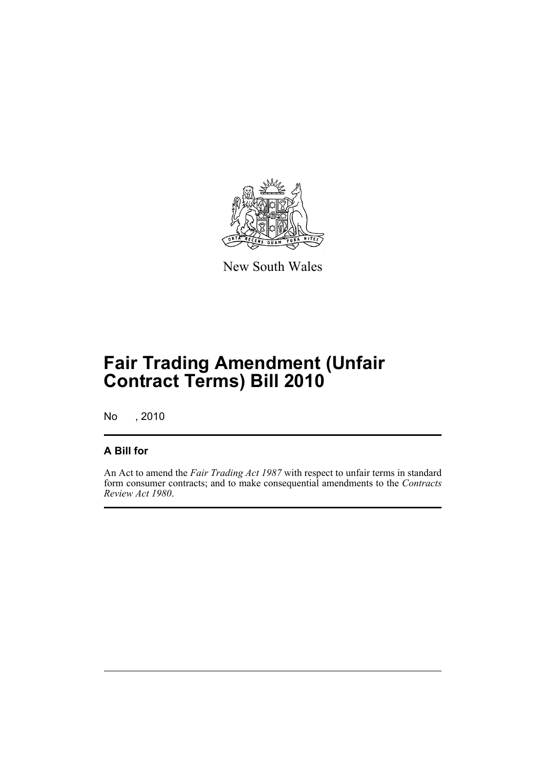New South Wales

# Fair Trading Amendment (Unfair Contract Terms) Bill 2010

No , 2010

## A Bill for

An Act to amend the *Fair Trading Act 1987* with respect to unfair terms in standard form consumer contracts; and to make consequential amendments to the *Contracts Review Act 1980*.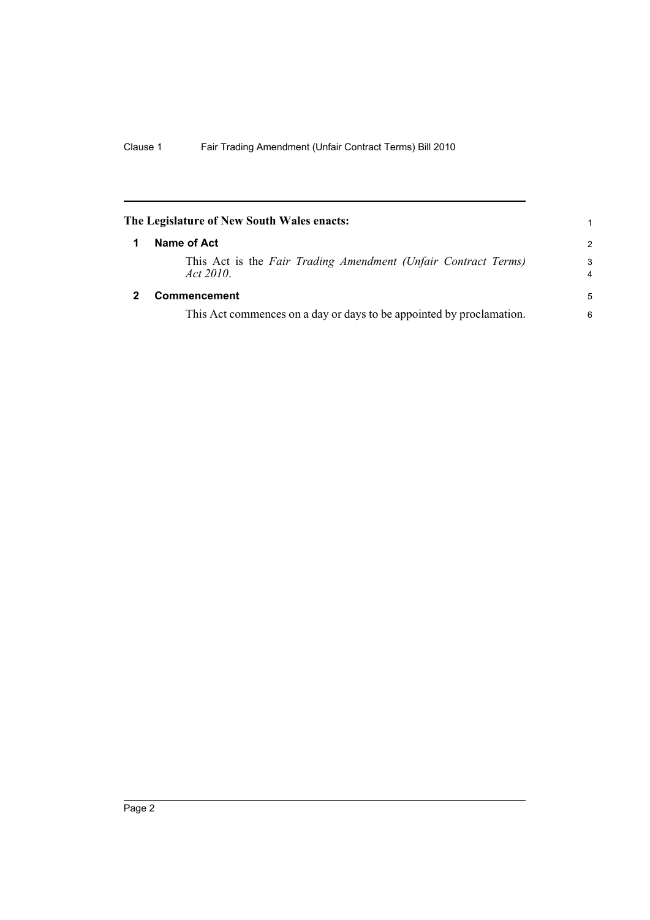**The Legislature of New South Wales enacts:**

## 1 Name of Act

This Act is the *Fair Trading Amendment (Unfair Contract Terms) Act 2010*.

## 2 Commencement

This Act commences on a day or days to be appointed by proclamation.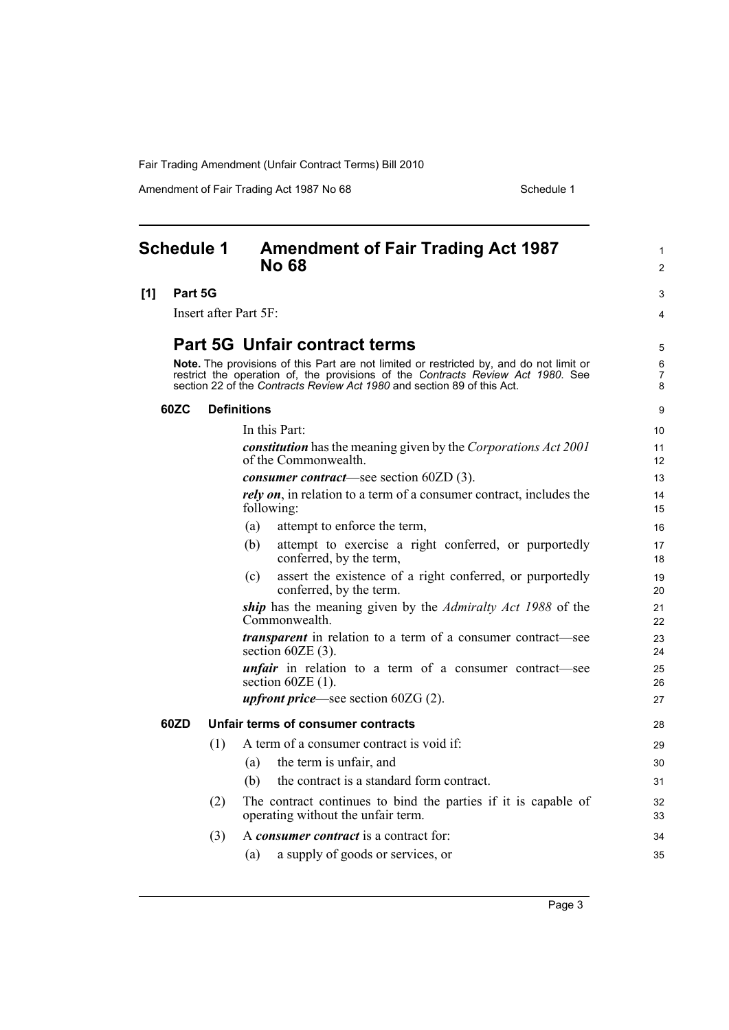# Schedule 1 Amendment of Fair Trading Act 1987 No 68

**[1] Part 5G**

Insert after Part 5F:

## Part 5G Unfair contract terms

**Note.** The provisions of this Part are not limited or restricted by, and do not limit or restrict the operation of, the provisions of the *Contracts Review Act 1980*. See section 22 of the *Contracts Review Act 1980* and section 89 of this Act.

### 60ZC Definitions

In this Part:

***constitution*** has the meaning given by the *Corporations Act 2001* of the Commonwealth.

***consumer contract***—see section 60ZD (3).

***rely on***, in relation to a term of a consumer contract, includes the following:

(a) attempt to enforce the term,

(b) attempt to exercise a right conferred, or purportedly conferred, by the term,

(c) assert the existence of a right conferred, or purportedly conferred, by the term.

***ship*** has the meaning given by the *Admiralty Act 1988* of the Commonwealth.

***transparent*** in relation to a term of a consumer contract—see section 60ZE (3).

***unfair*** in relation to a term of a consumer contract—see section 60ZE (1).

***upfront price***—see section 60ZG (2).

### 60ZD Unfair terms of consumer contracts

(1) A term of a consumer contract is void if:

(a) the term is unfair, and

(b) the contract is a standard form contract.

(2) The contract continues to bind the parties if it is capable of operating without the unfair term.

(3) A ***consumer contract*** is a contract for:

(a) a supply of goods or services, or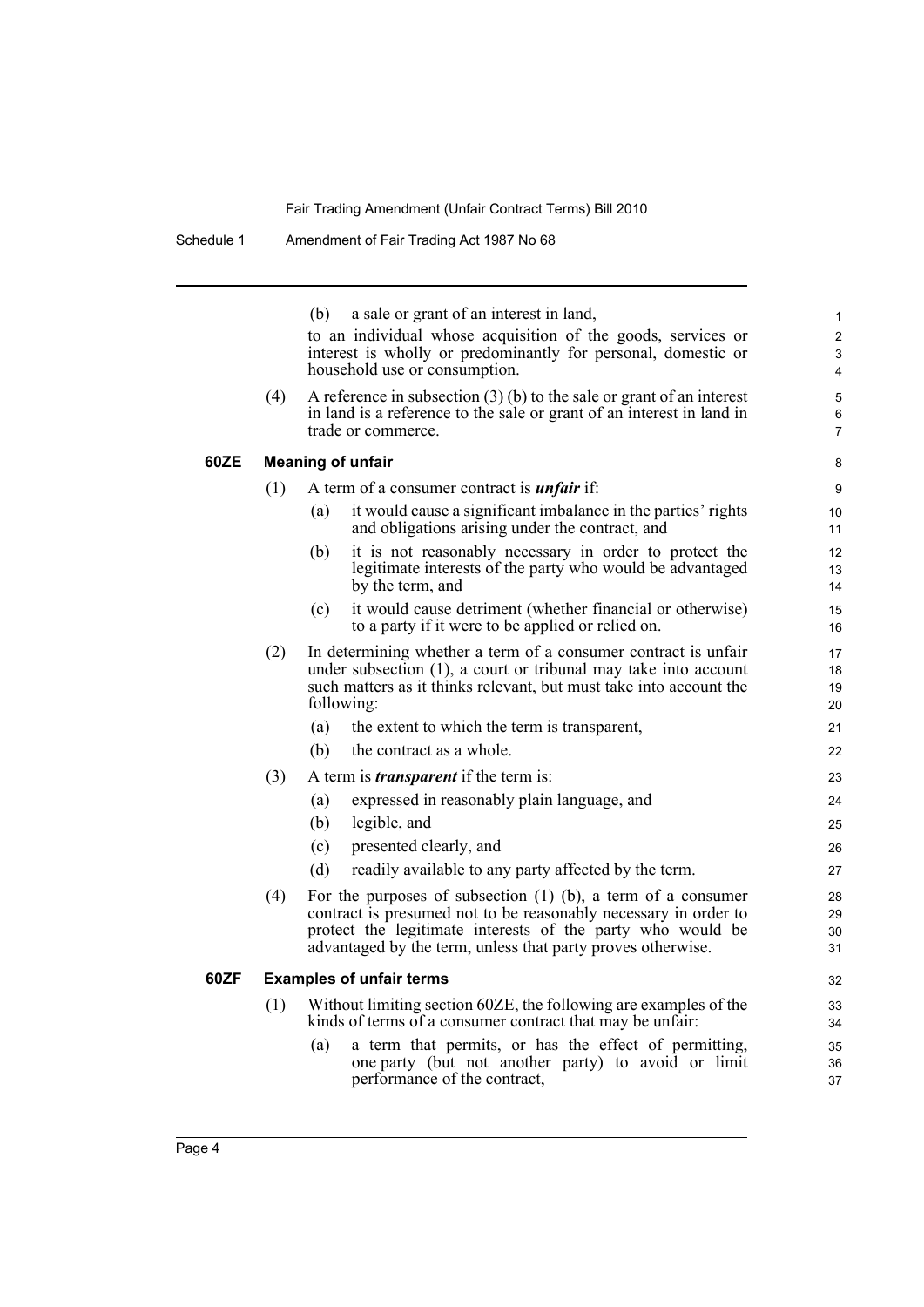(b) a sale or grant of an interest in land,

to an individual whose acquisition of the goods, services or interest is wholly or predominantly for personal, domestic or household use or consumption.

(4) A reference in subsection (3) (b) to the sale or grant of an interest in land is a reference to the sale or grant of an interest in land in trade or commerce.

### 60ZE Meaning of unfair

(1) A term of a consumer contract is ***unfair*** if:

(a) it would cause a significant imbalance in the parties' rights and obligations arising under the contract, and

(b) it is not reasonably necessary in order to protect the legitimate interests of the party who would be advantaged by the term, and

(c) it would cause detriment (whether financial or otherwise) to a party if it were to be applied or relied on.

(2) In determining whether a term of a consumer contract is unfair under subsection (1), a court or tribunal may take into account such matters as it thinks relevant, but must take into account the following:

(a) the extent to which the term is transparent,

(b) the contract as a whole.

(3) A term is ***transparent*** if the term is:

(a) expressed in reasonably plain language, and

(b) legible, and

(c) presented clearly, and

(d) readily available to any party affected by the term.

(4) For the purposes of subsection (1) (b), a term of a consumer contract is presumed not to be reasonably necessary in order to protect the legitimate interests of the party who would be advantaged by the term, unless that party proves otherwise.

### 60ZF Examples of unfair terms

(1) Without limiting section 60ZE, the following are examples of the kinds of terms of a consumer contract that may be unfair:

(a) a term that permits, or has the effect of permitting, one party (but not another party) to avoid or limit performance of the contract,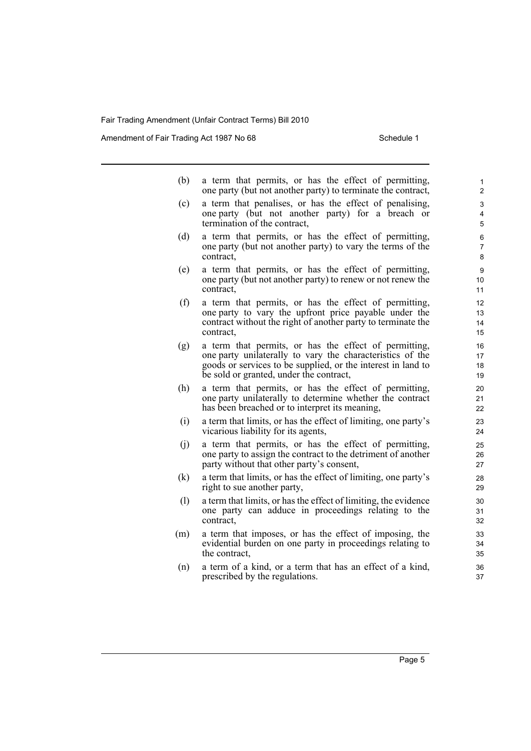(b) a term that permits, or has the effect of permitting, one party (but not another party) to terminate the contract,

(c) a term that penalises, or has the effect of penalising, one party (but not another party) for a breach or termination of the contract,

(d) a term that permits, or has the effect of permitting, one party (but not another party) to vary the terms of the contract,

(e) a term that permits, or has the effect of permitting, one party (but not another party) to renew or not renew the contract,

(f) a term that permits, or has the effect of permitting, one party to vary the upfront price payable under the contract without the right of another party to terminate the contract,

(g) a term that permits, or has the effect of permitting, one party unilaterally to vary the characteristics of the goods or services to be supplied, or the interest in land to be sold or granted, under the contract,

(h) a term that permits, or has the effect of permitting, one party unilaterally to determine whether the contract has been breached or to interpret its meaning,

(i) a term that limits, or has the effect of limiting, one party's vicarious liability for its agents,

(j) a term that permits, or has the effect of permitting, one party to assign the contract to the detriment of another party without that other party's consent,

(k) a term that limits, or has the effect of limiting, one party's right to sue another party,

(l) a term that limits, or has the effect of limiting, the evidence one party can adduce in proceedings relating to the contract,

(m) a term that imposes, or has the effect of imposing, the evidential burden on one party in proceedings relating to the contract,

(n) a term of a kind, or a term that has an effect of a kind, prescribed by the regulations.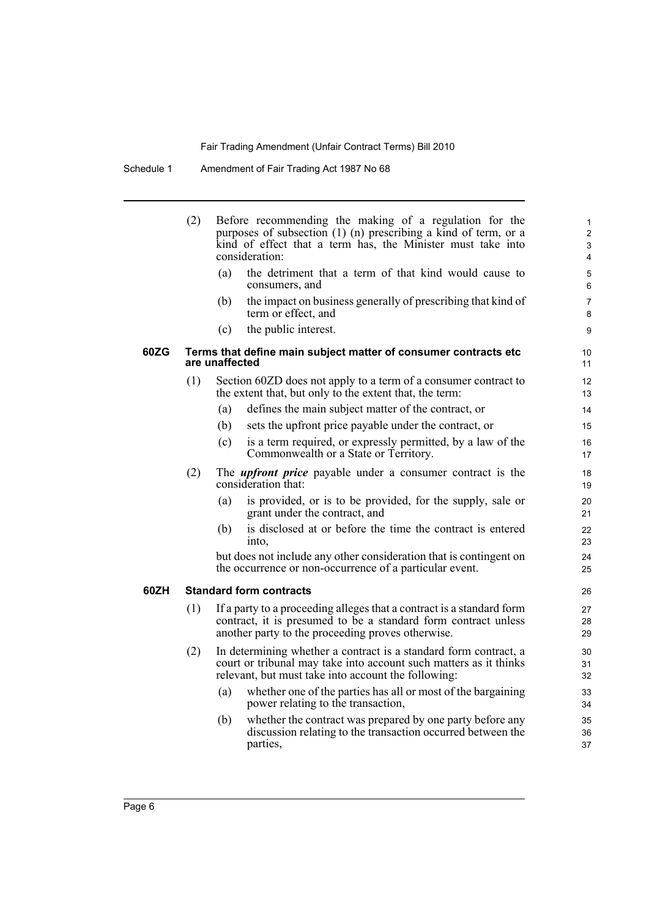(2) Before recommending the making of a regulation for the purposes of subsection (1) (n) prescribing a kind of term, or a kind of effect that a term has, the Minister must take into consideration:

(a) the detriment that a term of that kind would cause to consumers, and

(b) the impact on business generally of prescribing that kind of term or effect, and

(c) the public interest.

**60ZG Terms that define main subject matter of consumer contracts etc are unaffected**

(1) Section 60ZD does not apply to a term of a consumer contract to the extent that, but only to the extent that, the term:

(a) defines the main subject matter of the contract, or

(b) sets the upfront price payable under the contract, or

(c) is a term required, or expressly permitted, by a law of the Commonwealth or a State or Territory.

(2) The ***upfront price*** payable under a consumer contract is the consideration that:

(a) is provided, or is to be provided, for the supply, sale or grant under the contract, and

(b) is disclosed at or before the time the contract is entered into,

but does not include any other consideration that is contingent on the occurrence or non-occurrence of a particular event.

**60ZH Standard form contracts**

(1) If a party to a proceeding alleges that a contract is a standard form contract, it is presumed to be a standard form contract unless another party to the proceeding proves otherwise.

(2) In determining whether a contract is a standard form contract, a court or tribunal may take into account such matters as it thinks relevant, but must take into account the following:

(a) whether one of the parties has all or most of the bargaining power relating to the transaction,

(b) whether the contract was prepared by one party before any discussion relating to the transaction occurred between the parties,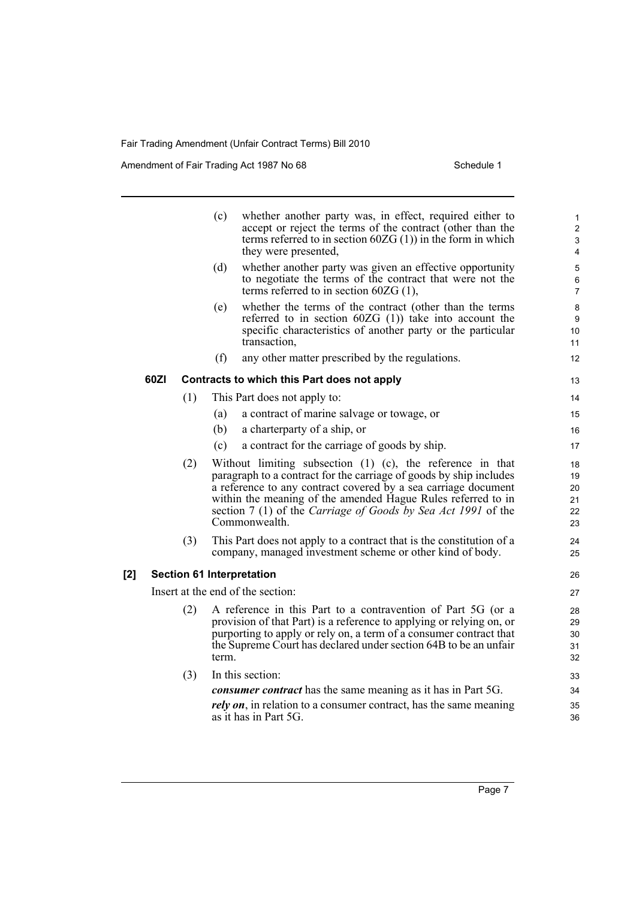(c) whether another party was, in effect, required either to accept or reject the terms of the contract (other than the terms referred to in section 60ZG (1)) in the form in which they were presented,

(d) whether another party was given an effective opportunity to negotiate the terms of the contract that were not the terms referred to in section 60ZG (1),

(e) whether the terms of the contract (other than the terms referred to in section 60ZG (1)) take into account the specific characteristics of another party or the particular transaction,

(f) any other matter prescribed by the regulations.

**60ZI Contracts to which this Part does not apply**

(1) This Part does not apply to:

(a) a contract of marine salvage or towage, or

(b) a charterparty of a ship, or

(c) a contract for the carriage of goods by ship.

(2) Without limiting subsection (1) (c), the reference in that paragraph to a contract for the carriage of goods by ship includes a reference to any contract covered by a sea carriage document within the meaning of the amended Hague Rules referred to in section 7 (1) of the *Carriage of Goods by Sea Act 1991* of the Commonwealth.

(3) This Part does not apply to a contract that is the constitution of a company, managed investment scheme or other kind of body.

**[2] Section 61 Interpretation**

Insert at the end of the section:

(2) A reference in this Part to a contravention of Part 5G (or a provision of that Part) is a reference to applying or relying on, or purporting to apply or rely on, a term of a consumer contract that the Supreme Court has declared under section 64B to be an unfair term.

(3) In this section:

***consumer contract*** has the same meaning as it has in Part 5G.

***rely on***, in relation to a consumer contract, has the same meaning as it has in Part 5G.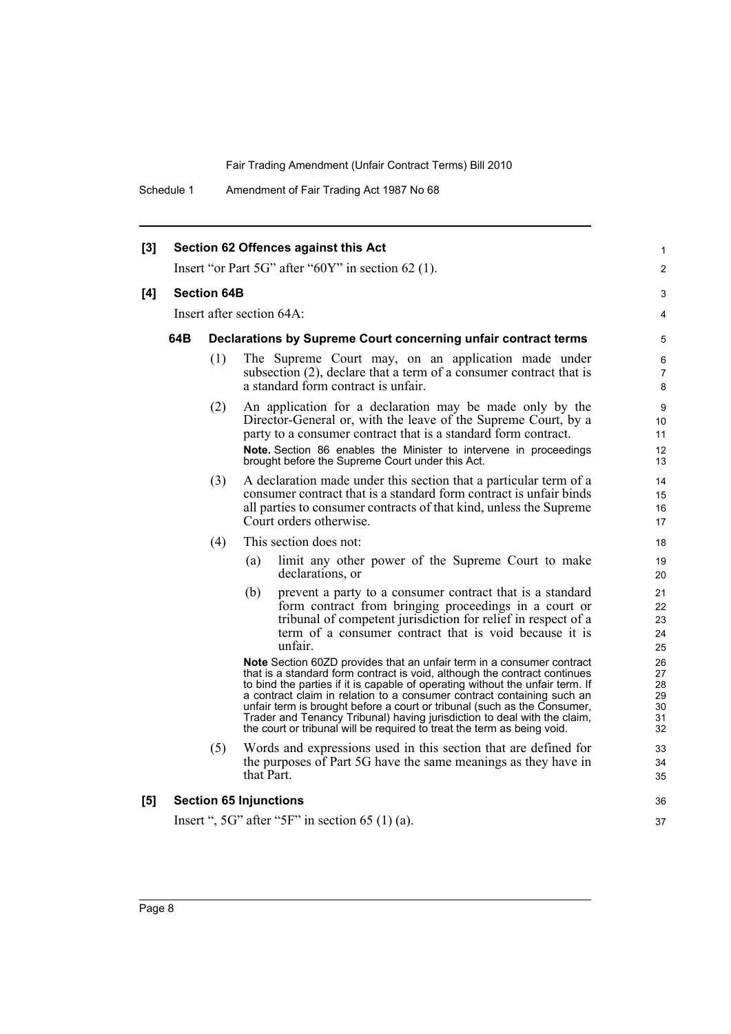**[3] Section 62 Offences against this Act**

Insert "or Part 5G" after "60Y" in section 62 (1).

**[4] Section 64B**

Insert after section 64A:

**64B Declarations by Supreme Court concerning unfair contract terms**

(1) The Supreme Court may, on an application made under subsection (2), declare that a term of a consumer contract that is a standard form contract is unfair.

(2) An application for a declaration may be made only by the Director-General or, with the leave of the Supreme Court, by a party to a consumer contract that is a standard form contract.

**Note.** Section 86 enables the Minister to intervene in proceedings brought before the Supreme Court under this Act.

(3) A declaration made under this section that a particular term of a consumer contract that is a standard form contract is unfair binds all parties to consumer contracts of that kind, unless the Supreme Court orders otherwise.

(4) This section does not:

(a) limit any other power of the Supreme Court to make declarations, or

(b) prevent a party to a consumer contract that is a standard form contract from bringing proceedings in a court or tribunal of competent jurisdiction for relief in respect of a term of a consumer contract that is void because it is unfair.

**Note** Section 60ZD provides that an unfair term in a consumer contract that is a standard form contract is void, although the contract continues to bind the parties if it is capable of operating without the unfair term. If a contract claim in relation to a consumer contract containing such an unfair term is brought before a court or tribunal (such as the Consumer, Trader and Tenancy Tribunal) having jurisdiction to deal with the claim, the court or tribunal will be required to treat the term as being void.

(5) Words and expressions used in this section that are defined for the purposes of Part 5G have the same meanings as they have in that Part.

**[5] Section 65 Injunctions**

Insert ", 5G" after "5F" in section 65 (1) (a).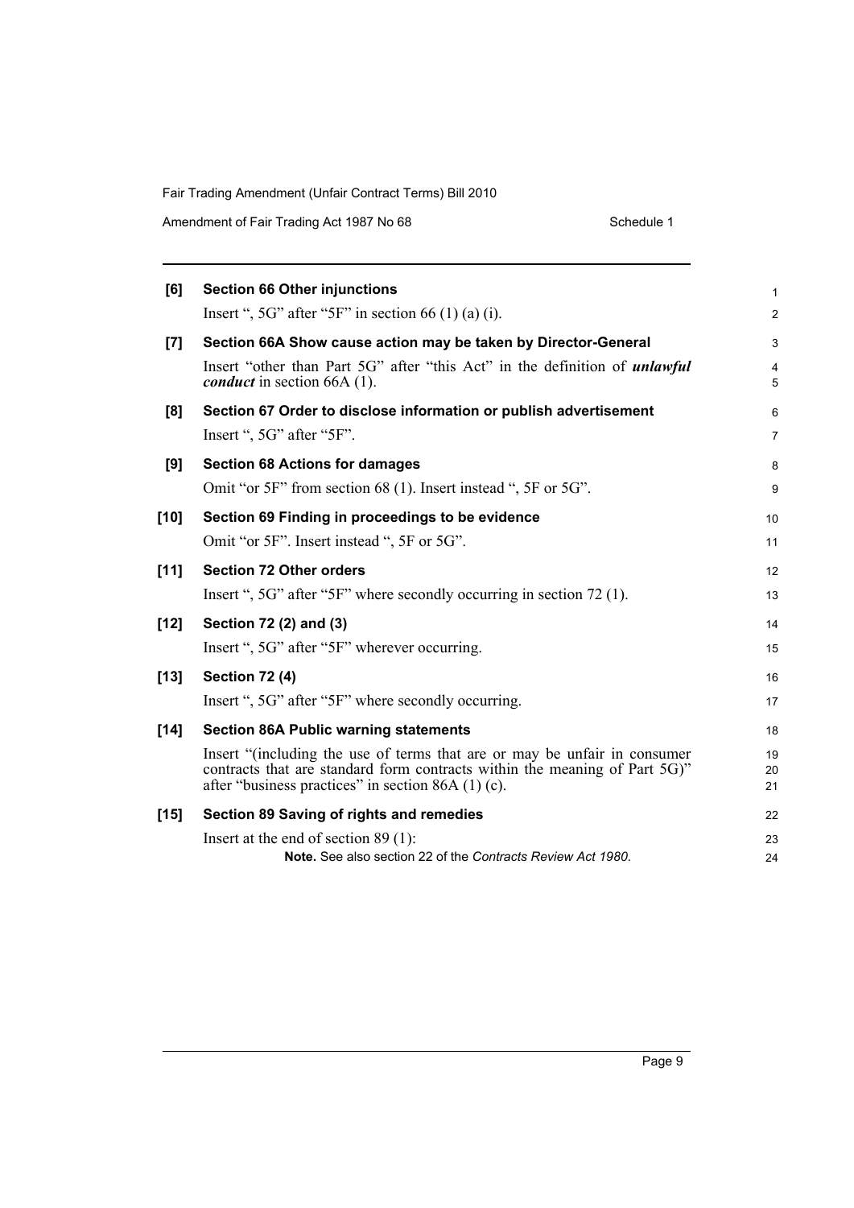**[6] Section 66 Other injunctions**

Insert ", 5G" after "5F" in section 66 (1) (a) (i).

**[7] Section 66A Show cause action may be taken by Director-General**

Insert "other than Part 5G" after "this Act" in the definition of ***unlawful conduct*** in section 66A (1).

**[8] Section 67 Order to disclose information or publish advertisement**

Insert ", 5G" after "5F".

**[9] Section 68 Actions for damages**

Omit "or 5F" from section 68 (1). Insert instead ", 5F or 5G".

**[10] Section 69 Finding in proceedings to be evidence**

Omit "or 5F". Insert instead ", 5F or 5G".

**[11] Section 72 Other orders**

Insert ", 5G" after "5F" where secondly occurring in section 72 (1).

**[12] Section 72 (2) and (3)**

Insert ", 5G" after "5F" wherever occurring.

**[13] Section 72 (4)**

Insert ", 5G" after "5F" where secondly occurring.

**[14] Section 86A Public warning statements**

Insert "(including the use of terms that are or may be unfair in consumer contracts that are standard form contracts within the meaning of Part 5G)" after "business practices" in section 86A (1) (c).

**[15] Section 89 Saving of rights and remedies**

Insert at the end of section 89 (1):

**Note.** See also section 22 of the *Contracts Review Act 1980*.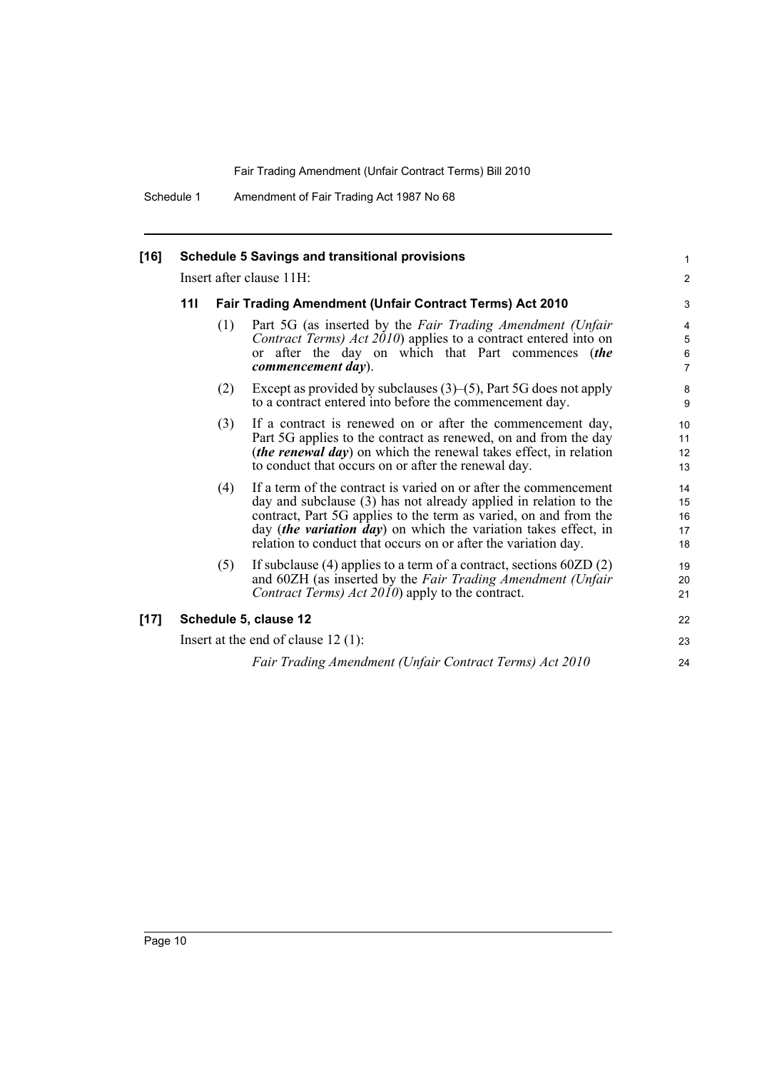**[16] Schedule 5 Savings and transitional provisions**

Insert after clause 11H:

**11I Fair Trading Amendment (Unfair Contract Terms) Act 2010**

(1) Part 5G (as inserted by the *Fair Trading Amendment (Unfair Contract Terms) Act 2010*) applies to a contract entered into on or after the day on which that Part commences (***the commencement day***).

(2) Except as provided by subclauses (3)–(5), Part 5G does not apply to a contract entered into before the commencement day.

(3) If a contract is renewed on or after the commencement day, Part 5G applies to the contract as renewed, on and from the day (***the renewal day***) on which the renewal takes effect, in relation to conduct that occurs on or after the renewal day.

(4) If a term of the contract is varied on or after the commencement day and subclause (3) has not already applied in relation to the contract, Part 5G applies to the term as varied, on and from the day (***the variation day***) on which the variation takes effect, in relation to conduct that occurs on or after the variation day.

(5) If subclause (4) applies to a term of a contract, sections 60ZD (2) and 60ZH (as inserted by the *Fair Trading Amendment (Unfair Contract Terms) Act 2010*) apply to the contract.

**[17] Schedule 5, clause 12**

Insert at the end of clause 12 (1):

*Fair Trading Amendment (Unfair Contract Terms) Act 2010*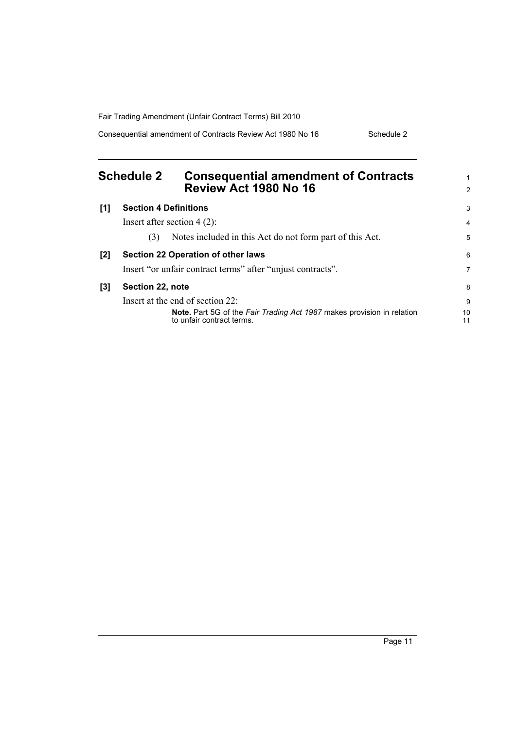## Schedule 2 Consequential amendment of Contracts Review Act 1980 No 16

**[1] Section 4 Definitions**

Insert after section 4 (2):

(3) Notes included in this Act do not form part of this Act.

**[2] Section 22 Operation of other laws**

Insert "or unfair contract terms" after "unjust contracts".

**[3] Section 22, note**

Insert at the end of section 22:

**Note.** Part 5G of the *Fair Trading Act 1987* makes provision in relation to unfair contract terms.